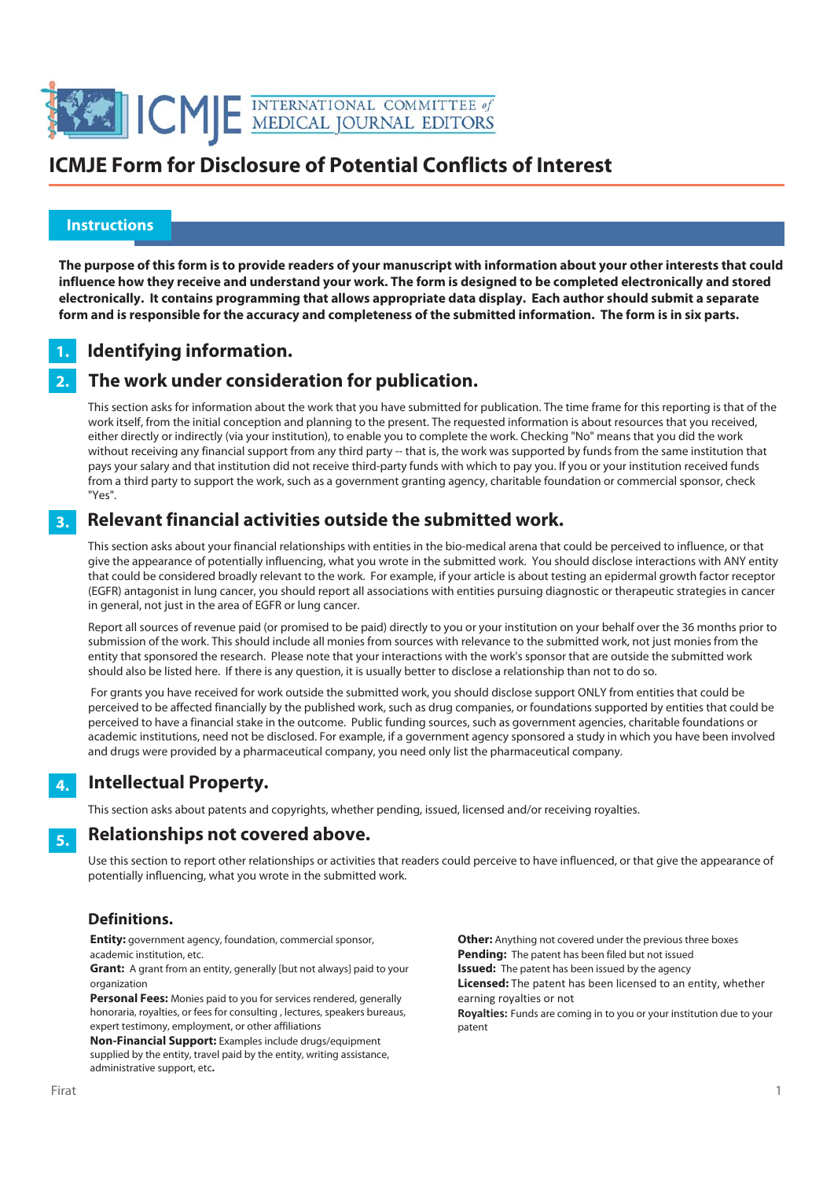# ICMJE Form for Disclosure of Potential Conflicts of Interest

## Instructions

**The purpose of this form is to provide readers of your manuscript with information about your other interests that could influence how they receive and understand your work. The form is designed to be completed electronically and stored electronically. It contains programming that allows appropriate data display. Each author should submit a separate form and is responsible for the accuracy and completeness of the submitted information. The form is in six parts.**

### 1. Identifying information.

### 2. The work under consideration for publication.

This section asks for information about the work that you have submitted for publication. The time frame for this reporting is that of the work itself, from the initial conception and planning to the present. The requested information is about resources that you received, either directly or indirectly (via your institution), to enable you to complete the work. Checking "No" means that you did the work without receiving any financial support from any third party -- that is, the work was supported by funds from the same institution that pays your salary and that institution did not receive third-party funds with which to pay you. If you or your institution received funds from a third party to support the work, such as a government granting agency, charitable foundation or commercial sponsor, check "Yes".

### 3. Relevant financial activities outside the submitted work.

This section asks about your financial relationships with entities in the bio-medical arena that could be perceived to influence, or that give the appearance of potentially influencing, what you wrote in the submitted work. You should disclose interactions with ANY entity that could be considered broadly relevant to the work. For example, if your article is about testing an epidermal growth factor receptor (EGFR) antagonist in lung cancer, you should report all associations with entities pursuing diagnostic or therapeutic strategies in cancer in general, not just in the area of EGFR or lung cancer.

Report all sources of revenue paid (or promised to be paid) directly to you or your institution on your behalf over the 36 months prior to submission of the work. This should include all monies from sources with relevance to the submitted work, not just monies from the entity that sponsored the research. Please note that your interactions with the work's sponsor that are outside the submitted work should also be listed here. If there is any question, it is usually better to disclose a relationship than not to do so.

For grants you have received for work outside the submitted work, you should disclose support ONLY from entities that could be perceived to be affected financially by the published work, such as drug companies, or foundations supported by entities that could be perceived to have a financial stake in the outcome. Public funding sources, such as government agencies, charitable foundations or academic institutions, need not be disclosed. For example, if a government agency sponsored a study in which you have been involved and drugs were provided by a pharmaceutical company, you need only list the pharmaceutical company.

### 4. Intellectual Property.

This section asks about patents and copyrights, whether pending, issued, licensed and/or receiving royalties.

### 5. Relationships not covered above.

Use this section to report other relationships or activities that readers could perceive to have influenced, or that give the appearance of potentially influencing, what you wrote in the submitted work.

### Definitions.

**Entity:** government agency, foundation, commercial sponsor, academic institution, etc.

**Grant:** A grant from an entity, generally [but not always] paid to your organization

**Personal Fees:** Monies paid to you for services rendered, generally honoraria, royalties, or fees for consulting , lectures, speakers bureaus, expert testimony, employment, or other affiliations

**Non-Financial Support:** Examples include drugs/equipment supplied by the entity, travel paid by the entity, writing assistance, administrative support, etc**.**

**Other:** Anything not covered under the previous three boxes

**Pending:** The patent has been filed but not issued

**Issued:** The patent has been issued by the agency

**Licensed:** The patent has been licensed to an entity, whether earning royalties or not

**Royalties:** Funds are coming in to you or your institution due to your patent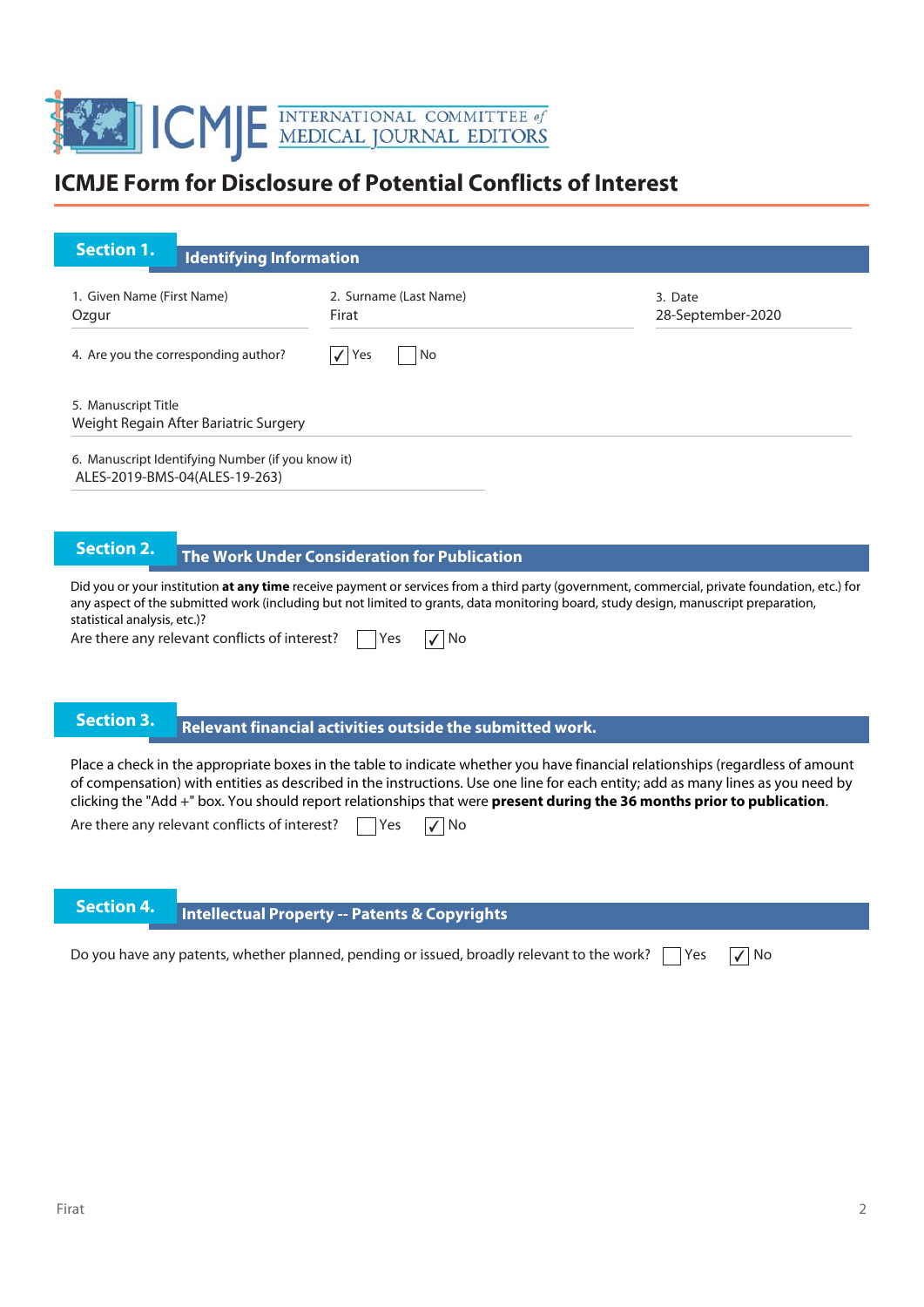# ICMJE Form for Disclosure of Potential Conflicts of Interest

## Section 1. Identifying Information

1. Given Name (First Name): Ozgur
2. Surname (Last Name): Firat
3. Date: 28-September-2020

4. Are you the corresponding author? ☑ Yes ☐ No

5. Manuscript Title: Weight Regain After Bariatric Surgery

6. Manuscript Identifying Number (if you know it): ALES-2019-BMS-04(ALES-19-263)

## Section 2. The Work Under Consideration for Publication

Did you or your institution **at any time** receive payment or services from a third party (government, commercial, private foundation, etc.) for any aspect of the submitted work (including but not limited to grants, data monitoring board, study design, manuscript preparation, statistical analysis, etc.)?

Are there any relevant conflicts of interest? ☐ Yes ☑ No

## Section 3. Relevant financial activities outside the submitted work.

Place a check in the appropriate boxes in the table to indicate whether you have financial relationships (regardless of amount of compensation) with entities as described in the instructions. Use one line for each entity; add as many lines as you need by clicking the "Add +" box. You should report relationships that were **present during the 36 months prior to publication**.

Are there any relevant conflicts of interest? ☐ Yes ☑ No

## Section 4. Intellectual Property -- Patents & Copyrights

Do you have any patents, whether planned, pending or issued, broadly relevant to the work? ☐ Yes ☑ No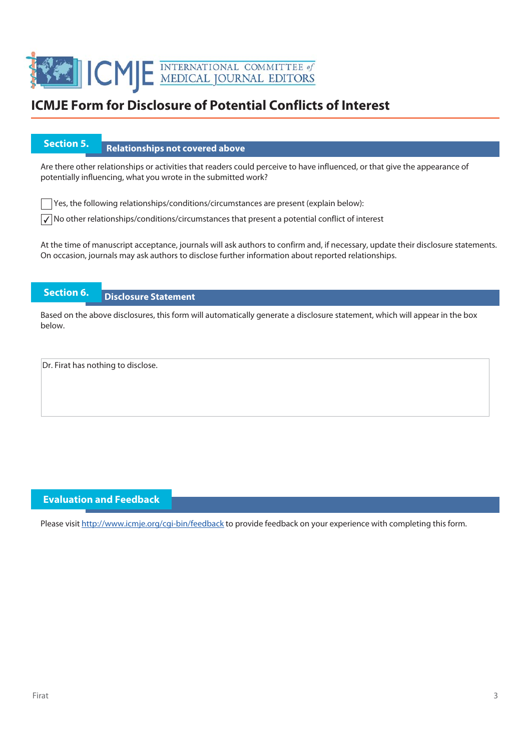# ICMJE Form for Disclosure of Potential Conflicts of Interest

## Section 5. Relationships not covered above

Are there other relationships or activities that readers could perceive to have influenced, or that give the appearance of potentially influencing, what you wrote in the submitted work?

☐ Yes, the following relationships/conditions/circumstances are present (explain below):

☑ No other relationships/conditions/circumstances that present a potential conflict of interest

At the time of manuscript acceptance, journals will ask authors to confirm and, if necessary, update their disclosure statements. On occasion, journals may ask authors to disclose further information about reported relationships.

## Section 6. Disclosure Statement

Based on the above disclosures, this form will automatically generate a disclosure statement, which will appear in the box below.

Dr. Firat has nothing to disclose.

## Evaluation and Feedback

Please visit http://www.icmje.org/cgi-bin/feedback to provide feedback on your experience with completing this form.